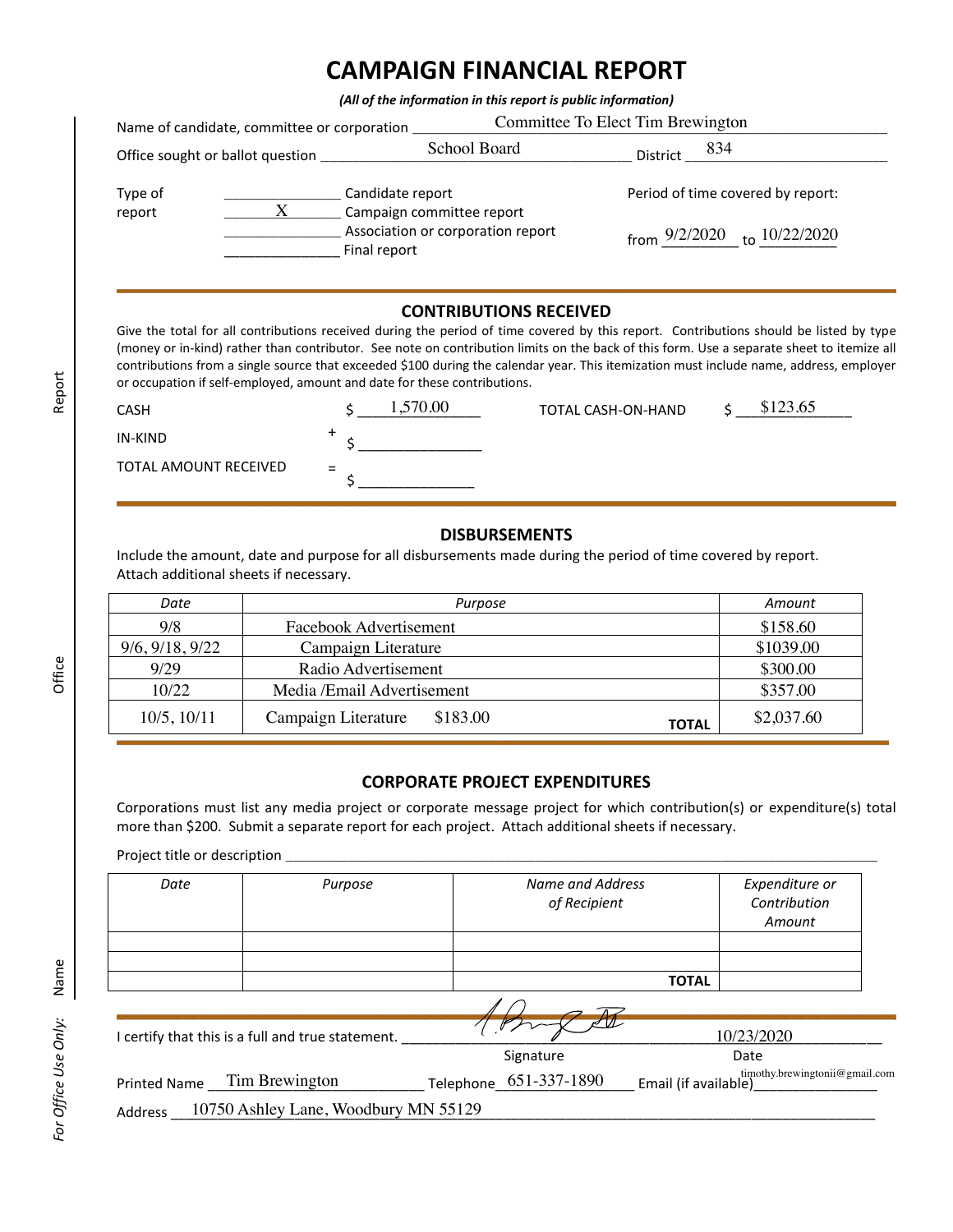# CAMPAIGN FINANCIAL REPORT

*(All of the information in this report is public information)*

Name of candidate, committee or corporation: Committee To Elect Tim Brewington

Office sought or ballot question: School Board    District: 834

Type of report:
- ______ Candidate report
- __X__ Campaign committee report
- ______ Association or corporation report
- ______ Final report

Period of time covered by report: from 9/2/2020 to 10/22/2020

## CONTRIBUTIONS RECEIVED

Give the total for all contributions received during the period of time covered by this report. Contributions should be listed by type (money or in-kind) rather than contributor. See note on contribution limits on the back of this form. Use a separate sheet to itemize all contributions from a single source that exceeded $100 during the calendar year. This itemization must include name, address, employer or occupation if self-employed, amount and date for these contributions.

| | | |
|---|---|---|
| CASH | | $ 1,570.00 |
| IN-KIND | + | $ ______ |
| TOTAL AMOUNT RECEIVED | = | $ ______ |

TOTAL CASH-ON-HAND $ $123.65

## DISBURSEMENTS

Include the amount, date and purpose for all disbursements made during the period of time covered by report. Attach additional sheets if necessary.

| *Date* | *Purpose* | *Amount* |
|---|---|---|
| 9/8 | Facebook Advertisement | $158.60 |
| 9/6, 9/18, 9/22 | Campaign Literature | $1039.00 |
| 9/29 | Radio Advertisement | $300.00 |
| 10/22 | Media /Email Advertisement | $357.00 |
| 10/5, 10/11 | Campaign Literature $183.00 **TOTAL** | $2,037.60 |

## CORPORATE PROJECT EXPENDITURES

Corporations must list any media project or corporate message project for which contribution(s) or expenditure(s) total more than $200. Submit a separate report for each project. Attach additional sheets if necessary.

Project title or description ____________________

| *Date* | *Purpose* | *Name and Address of Recipient* | *Expenditure or Contribution Amount* |
|---|---|---|---|
| | | | |
| | | | |
| | | **TOTAL** | |

I certify that this is a full and true statement. [Signature]    Date: 10/23/2020

Printed Name: Tim Brewington    Telephone: 651-337-1890    Email (if available): timothy.brewingtonii@gmail.com

Address: 10750 Ashley Lane, Woodbury MN 55129

*For Office Use Only:* Name    Office    Report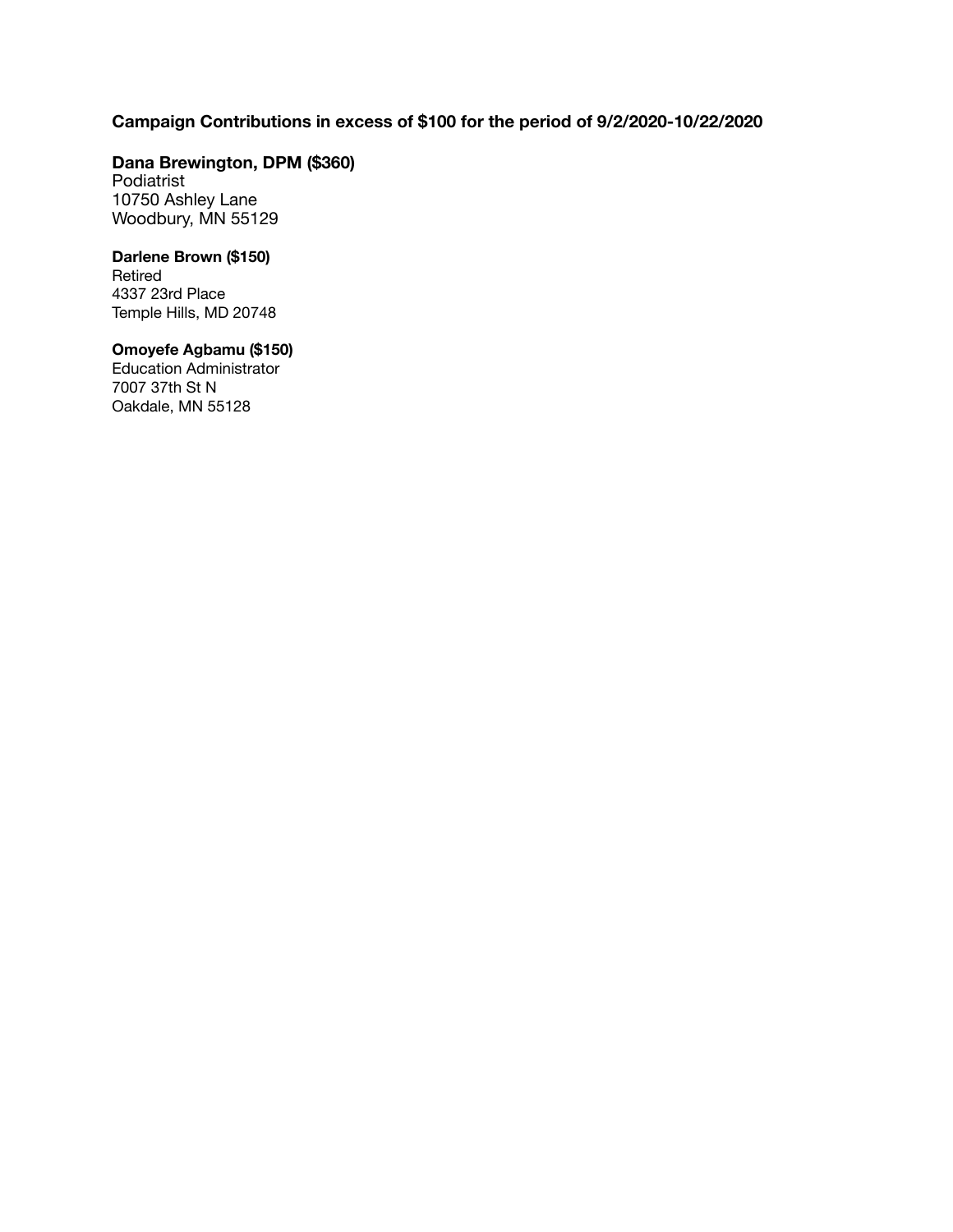**Campaign Contributions in excess of $100 for the period of 9/2/2020-10/22/2020**

**Dana Brewington, DPM ($360)**
Podiatrist
10750 Ashley Lane
Woodbury, MN 55129

**Darlene Brown ($150)**
Retired
4337 23rd Place
Temple Hills, MD 20748

**Omoyefe Agbamu ($150)**
Education Administrator
7007 37th St N
Oakdale, MN 55128